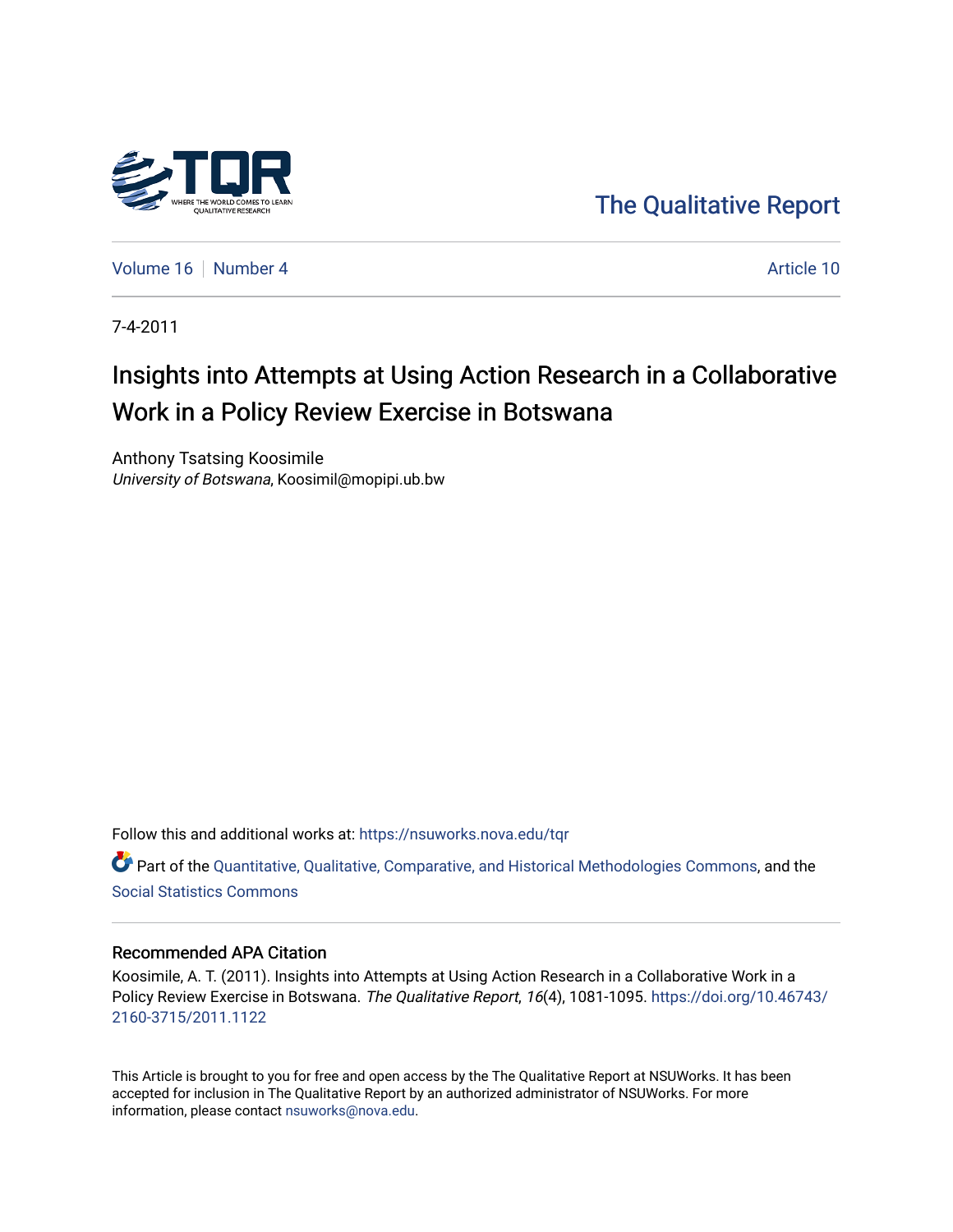The Qualitative Report

Volume 16 | Number 4 | Article 10

7-4-2011

# Insights into Attempts at Using Action Research in a Collaborative Work in a Policy Review Exercise in Botswana

Anthony Tsatsing Koosimile
*University of Botswana*, Koosimil@mopipi.ub.bw

Follow this and additional works at: https://nsuworks.nova.edu/tqr

Part of the Quantitative, Qualitative, Comparative, and Historical Methodologies Commons, and the Social Statistics Commons

## Recommended APA Citation

Koosimile, A. T. (2011). Insights into Attempts at Using Action Research in a Collaborative Work in a Policy Review Exercise in Botswana. *The Qualitative Report*, *16*(4), 1081-1095. https://doi.org/10.46743/2160-3715/2011.1122

This Article is brought to you for free and open access by the The Qualitative Report at NSUWorks. It has been accepted for inclusion in The Qualitative Report by an authorized administrator of NSUWorks. For more information, please contact nsuworks@nova.edu.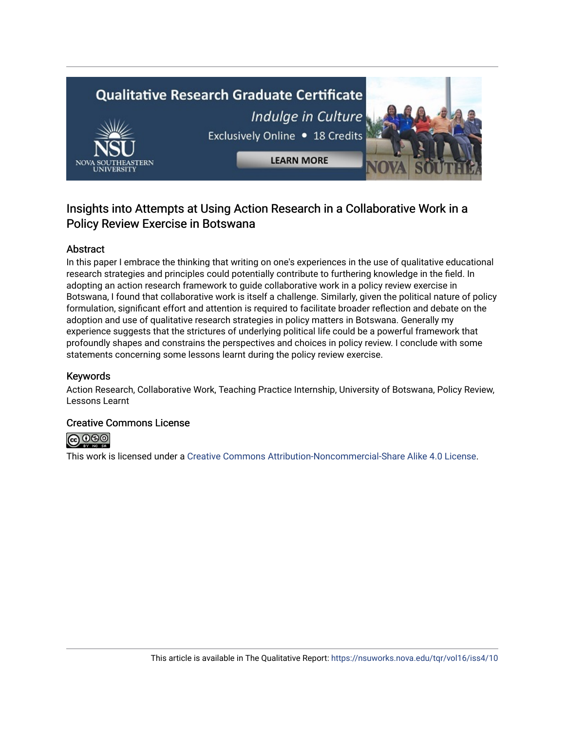# Insights into Attempts at Using Action Research in a Collaborative Work in a Policy Review Exercise in Botswana

## Abstract

In this paper I embrace the thinking that writing on one's experiences in the use of qualitative educational research strategies and principles could potentially contribute to furthering knowledge in the field. In adopting an action research framework to guide collaborative work in a policy review exercise in Botswana, I found that collaborative work is itself a challenge. Similarly, given the political nature of policy formulation, significant effort and attention is required to facilitate broader reflection and debate on the adoption and use of qualitative research strategies in policy matters in Botswana. Generally my experience suggests that the strictures of underlying political life could be a powerful framework that profoundly shapes and constrains the perspectives and choices in policy review. I conclude with some statements concerning some lessons learnt during the policy review exercise.

## Keywords

Action Research, Collaborative Work, Teaching Practice Internship, University of Botswana, Policy Review, Lessons Learnt

## Creative Commons License

This work is licensed under a Creative Commons Attribution-Noncommercial-Share Alike 4.0 License.

This article is available in The Qualitative Report: https://nsuworks.nova.edu/tqr/vol16/iss4/10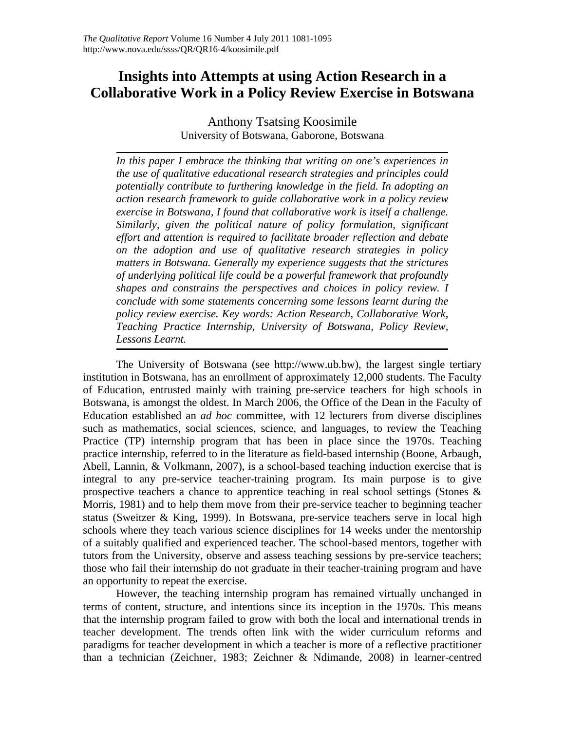# Insights into Attempts at using Action Research in a Collaborative Work in a Policy Review Exercise in Botswana

Anthony Tsatsing Koosimile
University of Botswana, Gaborone, Botswana

*In this paper I embrace the thinking that writing on one's experiences in the use of qualitative educational research strategies and principles could potentially contribute to furthering knowledge in the field. In adopting an action research framework to guide collaborative work in a policy review exercise in Botswana, I found that collaborative work is itself a challenge. Similarly, given the political nature of policy formulation, significant effort and attention is required to facilitate broader reflection and debate on the adoption and use of qualitative research strategies in policy matters in Botswana. Generally my experience suggests that the strictures of underlying political life could be a powerful framework that profoundly shapes and constrains the perspectives and choices in policy review. I conclude with some statements concerning some lessons learnt during the policy review exercise. Key words: Action Research, Collaborative Work, Teaching Practice Internship, University of Botswana, Policy Review, Lessons Learnt.*

The University of Botswana (see http://www.ub.bw), the largest single tertiary institution in Botswana, has an enrollment of approximately 12,000 students. The Faculty of Education, entrusted mainly with training pre-service teachers for high schools in Botswana, is amongst the oldest. In March 2006, the Office of the Dean in the Faculty of Education established an *ad hoc* committee, with 12 lecturers from diverse disciplines such as mathematics, social sciences, science, and languages, to review the Teaching Practice (TP) internship program that has been in place since the 1970s. Teaching practice internship, referred to in the literature as field-based internship (Boone, Arbaugh, Abell, Lannin, & Volkmann, 2007), is a school-based teaching induction exercise that is integral to any pre-service teacher-training program. Its main purpose is to give prospective teachers a chance to apprentice teaching in real school settings (Stones & Morris, 1981) and to help them move from their pre-service teacher to beginning teacher status (Sweitzer & King, 1999). In Botswana, pre-service teachers serve in local high schools where they teach various science disciplines for 14 weeks under the mentorship of a suitably qualified and experienced teacher. The school-based mentors, together with tutors from the University, observe and assess teaching sessions by pre-service teachers; those who fail their internship do not graduate in their teacher-training program and have an opportunity to repeat the exercise.

However, the teaching internship program has remained virtually unchanged in terms of content, structure, and intentions since its inception in the 1970s. This means that the internship program failed to grow with both the local and international trends in teacher development. The trends often link with the wider curriculum reforms and paradigms for teacher development in which a teacher is more of a reflective practitioner than a technician (Zeichner, 1983; Zeichner & Ndimande, 2008) in learner-centred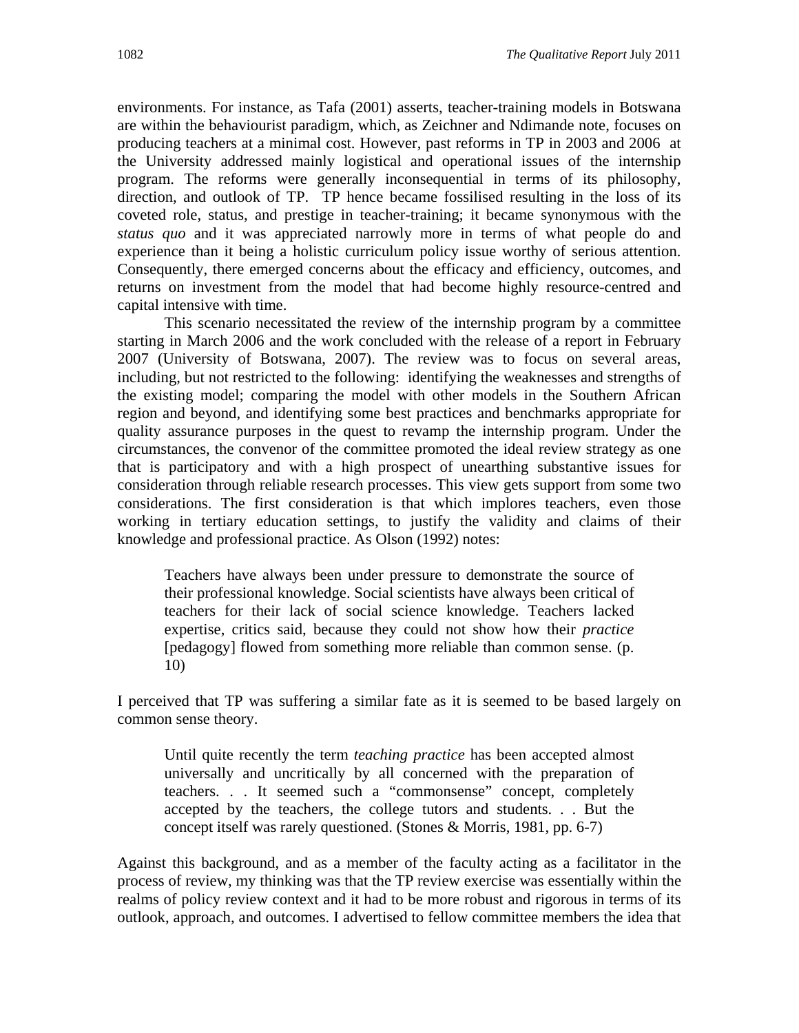environments. For instance, as Tafa (2001) asserts, teacher-training models in Botswana are within the behaviourist paradigm, which, as Zeichner and Ndimande note, focuses on producing teachers at a minimal cost. However, past reforms in TP in 2003 and 2006 at the University addressed mainly logistical and operational issues of the internship program. The reforms were generally inconsequential in terms of its philosophy, direction, and outlook of TP. TP hence became fossilised resulting in the loss of its coveted role, status, and prestige in teacher-training; it became synonymous with the *status quo* and it was appreciated narrowly more in terms of what people do and experience than it being a holistic curriculum policy issue worthy of serious attention. Consequently, there emerged concerns about the efficacy and efficiency, outcomes, and returns on investment from the model that had become highly resource-centred and capital intensive with time.

This scenario necessitated the review of the internship program by a committee starting in March 2006 and the work concluded with the release of a report in February 2007 (University of Botswana, 2007). The review was to focus on several areas, including, but not restricted to the following: identifying the weaknesses and strengths of the existing model; comparing the model with other models in the Southern African region and beyond, and identifying some best practices and benchmarks appropriate for quality assurance purposes in the quest to revamp the internship program. Under the circumstances, the convenor of the committee promoted the ideal review strategy as one that is participatory and with a high prospect of unearthing substantive issues for consideration through reliable research processes. This view gets support from some two considerations. The first consideration is that which implores teachers, even those working in tertiary education settings, to justify the validity and claims of their knowledge and professional practice. As Olson (1992) notes:

> Teachers have always been under pressure to demonstrate the source of their professional knowledge. Social scientists have always been critical of teachers for their lack of social science knowledge. Teachers lacked expertise, critics said, because they could not show how their *practice* [pedagogy] flowed from something more reliable than common sense. (p. 10)

I perceived that TP was suffering a similar fate as it is seemed to be based largely on common sense theory.

> Until quite recently the term *teaching practice* has been accepted almost universally and uncritically by all concerned with the preparation of teachers. . . It seemed such a "commonsense" concept, completely accepted by the teachers, the college tutors and students. . . But the concept itself was rarely questioned. (Stones & Morris, 1981, pp. 6-7)

Against this background, and as a member of the faculty acting as a facilitator in the process of review, my thinking was that the TP review exercise was essentially within the realms of policy review context and it had to be more robust and rigorous in terms of its outlook, approach, and outcomes. I advertised to fellow committee members the idea that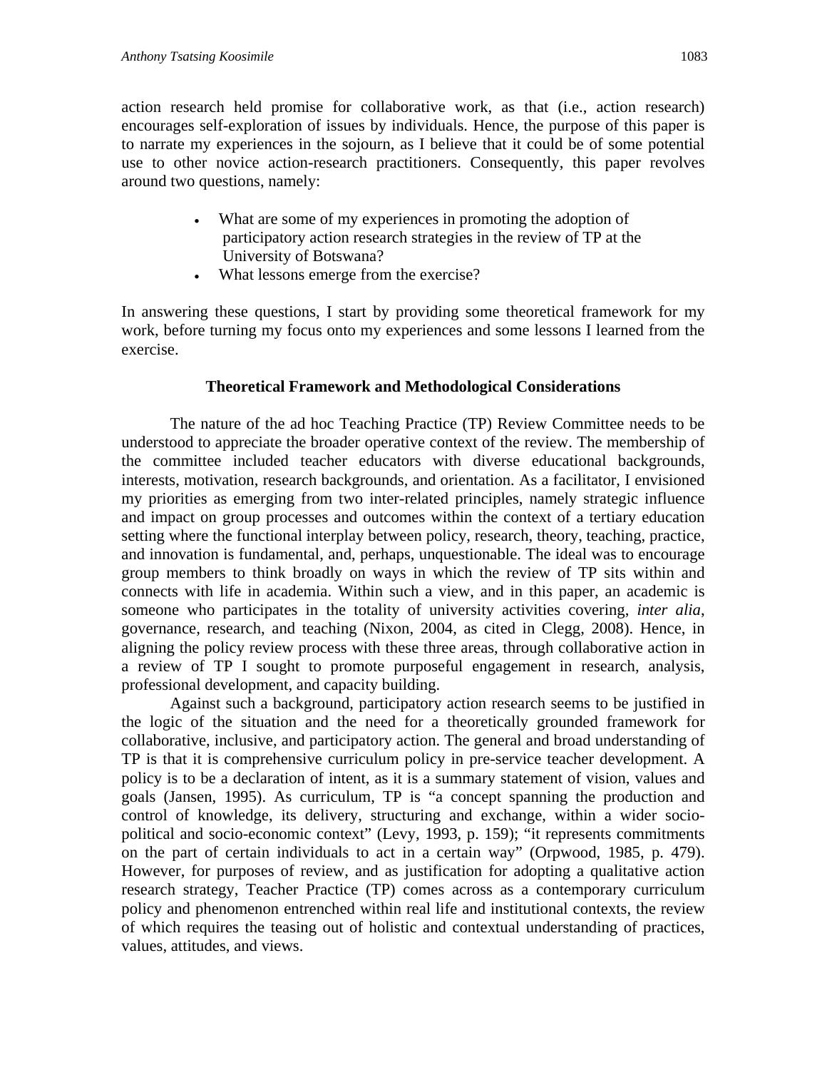action research held promise for collaborative work, as that (i.e., action research) encourages self-exploration of issues by individuals. Hence, the purpose of this paper is to narrate my experiences in the sojourn, as I believe that it could be of some potential use to other novice action-research practitioners. Consequently, this paper revolves around two questions, namely:

- What are some of my experiences in promoting the adoption of participatory action research strategies in the review of TP at the University of Botswana?
- What lessons emerge from the exercise?

In answering these questions, I start by providing some theoretical framework for my work, before turning my focus onto my experiences and some lessons I learned from the exercise.

## Theoretical Framework and Methodological Considerations

The nature of the ad hoc Teaching Practice (TP) Review Committee needs to be understood to appreciate the broader operative context of the review. The membership of the committee included teacher educators with diverse educational backgrounds, interests, motivation, research backgrounds, and orientation. As a facilitator, I envisioned my priorities as emerging from two inter-related principles, namely strategic influence and impact on group processes and outcomes within the context of a tertiary education setting where the functional interplay between policy, research, theory, teaching, practice, and innovation is fundamental, and, perhaps, unquestionable. The ideal was to encourage group members to think broadly on ways in which the review of TP sits within and connects with life in academia. Within such a view, and in this paper, an academic is someone who participates in the totality of university activities covering, *inter alia*, governance, research, and teaching (Nixon, 2004, as cited in Clegg, 2008). Hence, in aligning the policy review process with these three areas, through collaborative action in a review of TP I sought to promote purposeful engagement in research, analysis, professional development, and capacity building.

Against such a background, participatory action research seems to be justified in the logic of the situation and the need for a theoretically grounded framework for collaborative, inclusive, and participatory action. The general and broad understanding of TP is that it is comprehensive curriculum policy in pre-service teacher development. A policy is to be a declaration of intent, as it is a summary statement of vision, values and goals (Jansen, 1995). As curriculum, TP is "a concept spanning the production and control of knowledge, its delivery, structuring and exchange, within a wider socio-political and socio-economic context" (Levy, 1993, p. 159); "it represents commitments on the part of certain individuals to act in a certain way" (Orpwood, 1985, p. 479). However, for purposes of review, and as justification for adopting a qualitative action research strategy, Teacher Practice (TP) comes across as a contemporary curriculum policy and phenomenon entrenched within real life and institutional contexts, the review of which requires the teasing out of holistic and contextual understanding of practices, values, attitudes, and views.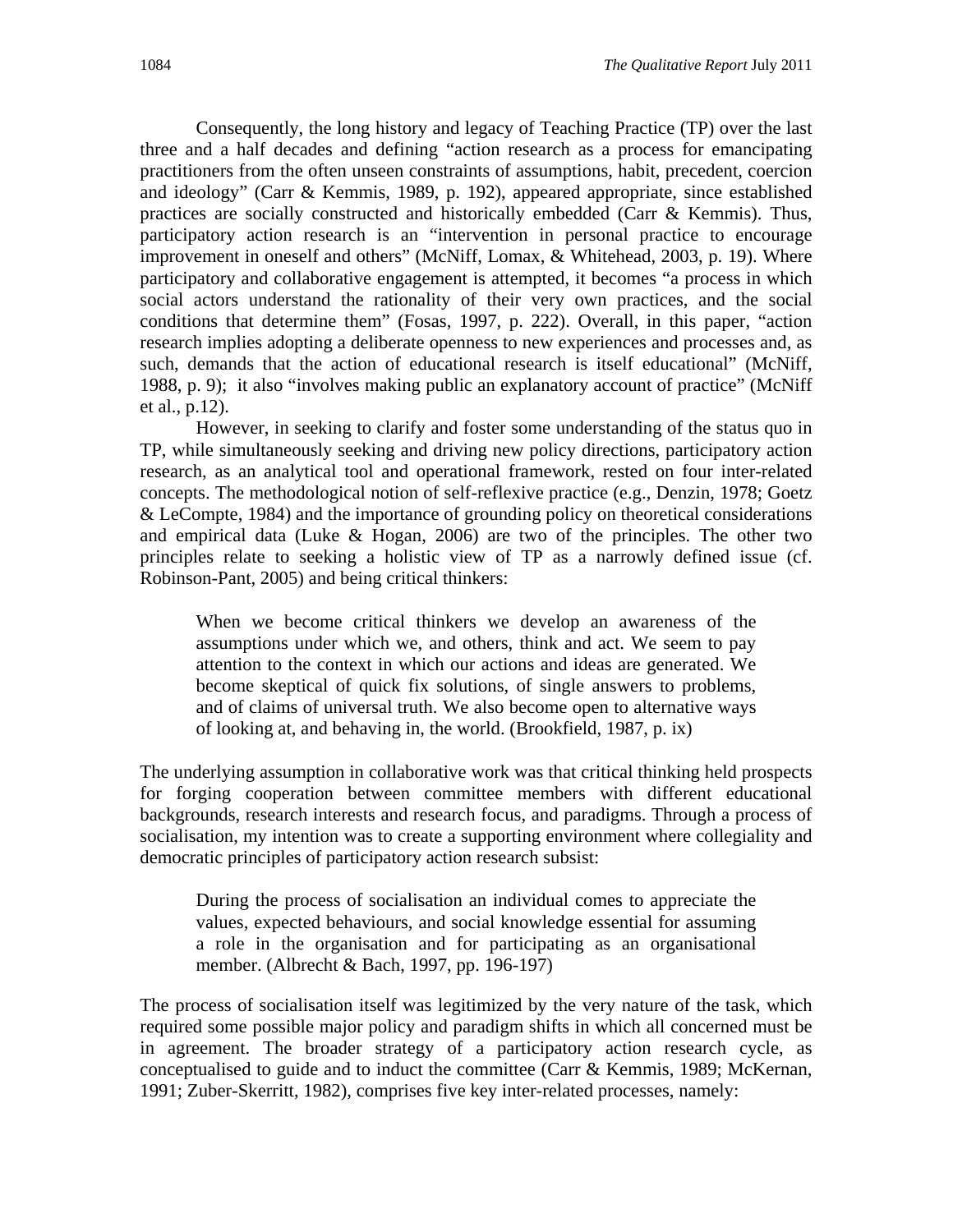Consequently, the long history and legacy of Teaching Practice (TP) over the last three and a half decades and defining "action research as a process for emancipating practitioners from the often unseen constraints of assumptions, habit, precedent, coercion and ideology" (Carr & Kemmis, 1989, p. 192), appeared appropriate, since established practices are socially constructed and historically embedded (Carr & Kemmis). Thus, participatory action research is an "intervention in personal practice to encourage improvement in oneself and others" (McNiff, Lomax, & Whitehead, 2003, p. 19). Where participatory and collaborative engagement is attempted, it becomes "a process in which social actors understand the rationality of their very own practices, and the social conditions that determine them" (Fosas, 1997, p. 222). Overall, in this paper, "action research implies adopting a deliberate openness to new experiences and processes and, as such, demands that the action of educational research is itself educational" (McNiff, 1988, p. 9); it also "involves making public an explanatory account of practice" (McNiff et al., p.12).

However, in seeking to clarify and foster some understanding of the status quo in TP, while simultaneously seeking and driving new policy directions, participatory action research, as an analytical tool and operational framework, rested on four inter-related concepts. The methodological notion of self-reflexive practice (e.g., Denzin, 1978; Goetz & LeCompte, 1984) and the importance of grounding policy on theoretical considerations and empirical data (Luke & Hogan, 2006) are two of the principles. The other two principles relate to seeking a holistic view of TP as a narrowly defined issue (cf. Robinson-Pant, 2005) and being critical thinkers:

> When we become critical thinkers we develop an awareness of the assumptions under which we, and others, think and act. We seem to pay attention to the context in which our actions and ideas are generated. We become skeptical of quick fix solutions, of single answers to problems, and of claims of universal truth. We also become open to alternative ways of looking at, and behaving in, the world. (Brookfield, 1987, p. ix)

The underlying assumption in collaborative work was that critical thinking held prospects for forging cooperation between committee members with different educational backgrounds, research interests and research focus, and paradigms. Through a process of socialisation, my intention was to create a supporting environment where collegiality and democratic principles of participatory action research subsist:

> During the process of socialisation an individual comes to appreciate the values, expected behaviours, and social knowledge essential for assuming a role in the organisation and for participating as an organisational member. (Albrecht & Bach, 1997, pp. 196-197)

The process of socialisation itself was legitimized by the very nature of the task, which required some possible major policy and paradigm shifts in which all concerned must be in agreement. The broader strategy of a participatory action research cycle, as conceptualised to guide and to induct the committee (Carr & Kemmis, 1989; McKernan, 1991; Zuber-Skerritt, 1982), comprises five key inter-related processes, namely: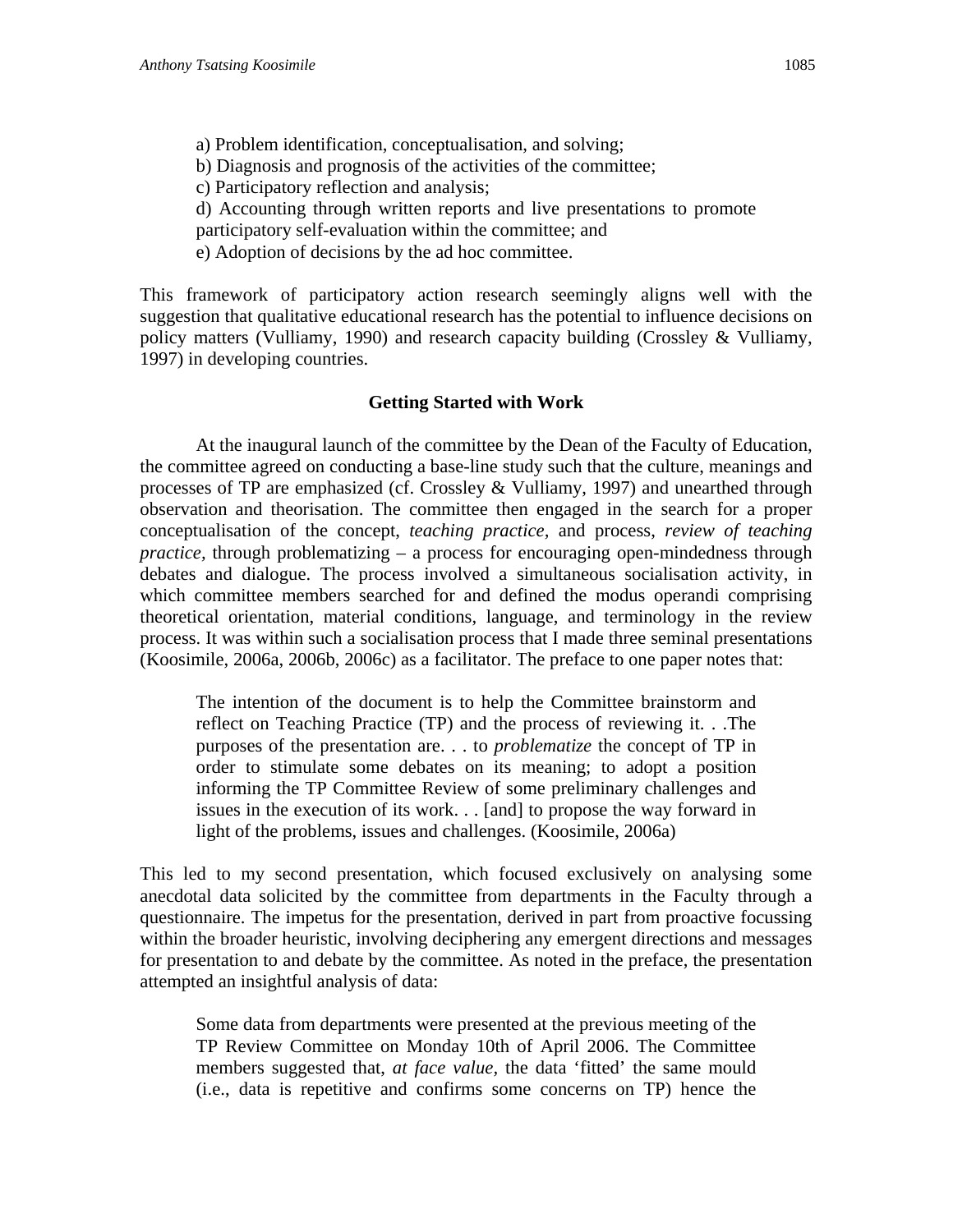a) Problem identification, conceptualisation, and solving;
b) Diagnosis and prognosis of the activities of the committee;
c) Participatory reflection and analysis;
d) Accounting through written reports and live presentations to promote participatory self-evaluation within the committee; and
e) Adoption of decisions by the ad hoc committee.

This framework of participatory action research seemingly aligns well with the suggestion that qualitative educational research has the potential to influence decisions on policy matters (Vulliamy, 1990) and research capacity building (Crossley & Vulliamy, 1997) in developing countries.

### Getting Started with Work

At the inaugural launch of the committee by the Dean of the Faculty of Education, the committee agreed on conducting a base-line study such that the culture, meanings and processes of TP are emphasized (cf. Crossley & Vulliamy, 1997) and unearthed through observation and theorisation. The committee then engaged in the search for a proper conceptualisation of the concept, *teaching practice*, and process, *review of teaching practice,* through problematizing – a process for encouraging open-mindedness through debates and dialogue. The process involved a simultaneous socialisation activity, in which committee members searched for and defined the modus operandi comprising theoretical orientation, material conditions, language, and terminology in the review process. It was within such a socialisation process that I made three seminal presentations (Koosimile, 2006a, 2006b, 2006c) as a facilitator. The preface to one paper notes that:

> The intention of the document is to help the Committee brainstorm and reflect on Teaching Practice (TP) and the process of reviewing it. . .The purposes of the presentation are. . . to *problematize* the concept of TP in order to stimulate some debates on its meaning; to adopt a position informing the TP Committee Review of some preliminary challenges and issues in the execution of its work. . . [and] to propose the way forward in light of the problems, issues and challenges. (Koosimile, 2006a)

This led to my second presentation, which focused exclusively on analysing some anecdotal data solicited by the committee from departments in the Faculty through a questionnaire. The impetus for the presentation, derived in part from proactive focussing within the broader heuristic, involving deciphering any emergent directions and messages for presentation to and debate by the committee. As noted in the preface, the presentation attempted an insightful analysis of data:

> Some data from departments were presented at the previous meeting of the TP Review Committee on Monday 10th of April 2006. The Committee members suggested that, *at face value*, the data 'fitted' the same mould (i.e., data is repetitive and confirms some concerns on TP) hence the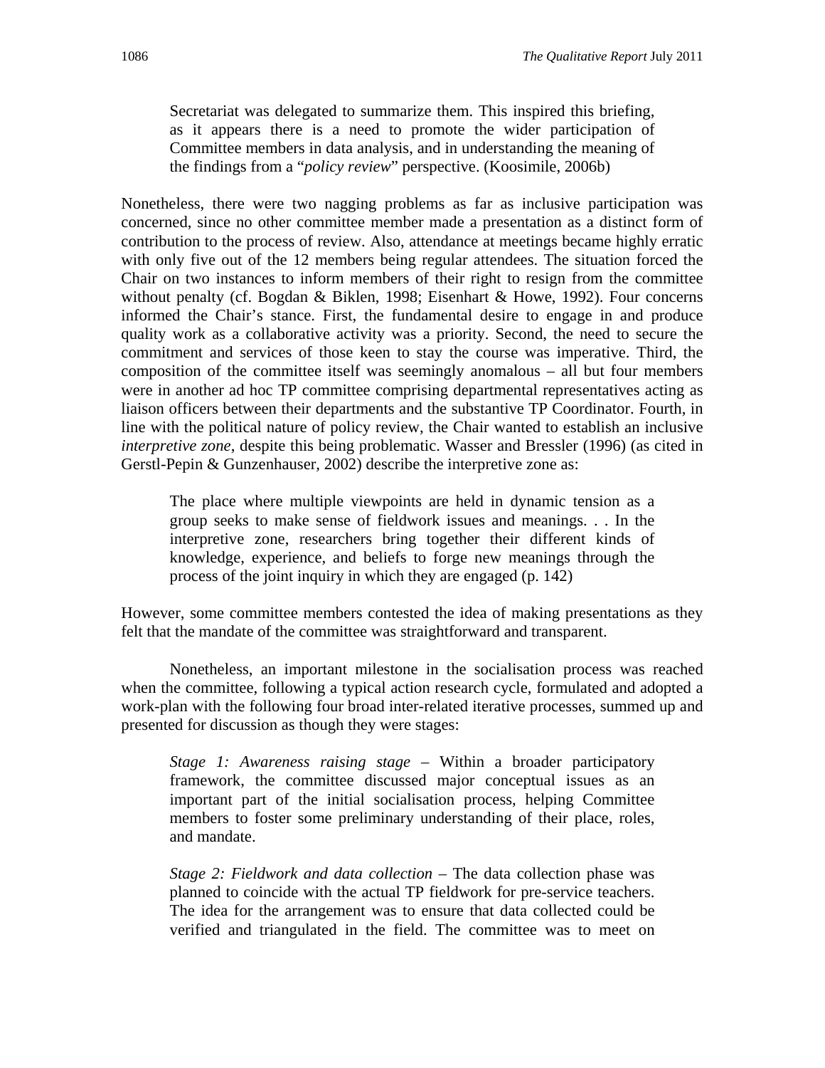> Secretariat was delegated to summarize them. This inspired this briefing, as it appears there is a need to promote the wider participation of Committee members in data analysis, and in understanding the meaning of the findings from a "*policy review*" perspective. (Koosimile, 2006b)

Nonetheless, there were two nagging problems as far as inclusive participation was concerned, since no other committee member made a presentation as a distinct form of contribution to the process of review. Also, attendance at meetings became highly erratic with only five out of the 12 members being regular attendees. The situation forced the Chair on two instances to inform members of their right to resign from the committee without penalty (cf. Bogdan & Biklen, 1998; Eisenhart & Howe, 1992). Four concerns informed the Chair's stance. First, the fundamental desire to engage in and produce quality work as a collaborative activity was a priority. Second, the need to secure the commitment and services of those keen to stay the course was imperative. Third, the composition of the committee itself was seemingly anomalous – all but four members were in another ad hoc TP committee comprising departmental representatives acting as liaison officers between their departments and the substantive TP Coordinator. Fourth, in line with the political nature of policy review, the Chair wanted to establish an inclusive *interpretive zone*, despite this being problematic. Wasser and Bressler (1996) (as cited in Gerstl-Pepin & Gunzenhauser, 2002) describe the interpretive zone as:

> The place where multiple viewpoints are held in dynamic tension as a group seeks to make sense of fieldwork issues and meanings. . . In the interpretive zone, researchers bring together their different kinds of knowledge, experience, and beliefs to forge new meanings through the process of the joint inquiry in which they are engaged (p. 142)

However, some committee members contested the idea of making presentations as they felt that the mandate of the committee was straightforward and transparent.

Nonetheless, an important milestone in the socialisation process was reached when the committee, following a typical action research cycle, formulated and adopted a work-plan with the following four broad inter-related iterative processes, summed up and presented for discussion as though they were stages:

> *Stage 1: Awareness raising stage* – Within a broader participatory framework, the committee discussed major conceptual issues as an important part of the initial socialisation process, helping Committee members to foster some preliminary understanding of their place, roles, and mandate.
>
> *Stage 2: Fieldwork and data collection* – The data collection phase was planned to coincide with the actual TP fieldwork for pre-service teachers. The idea for the arrangement was to ensure that data collected could be verified and triangulated in the field. The committee was to meet on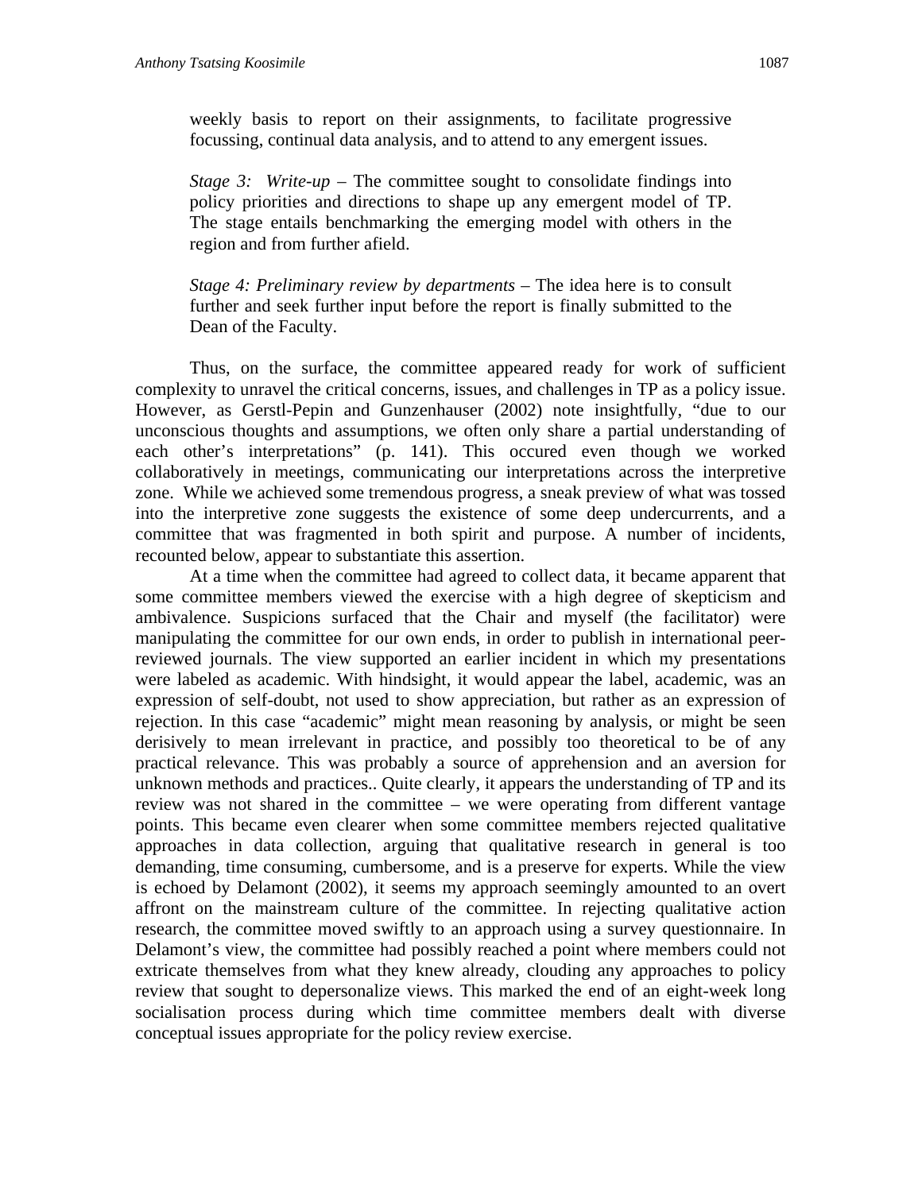weekly basis to report on their assignments, to facilitate progressive focussing, continual data analysis, and to attend to any emergent issues.

*Stage 3: Write-up* – The committee sought to consolidate findings into policy priorities and directions to shape up any emergent model of TP. The stage entails benchmarking the emerging model with others in the region and from further afield.

*Stage 4: Preliminary review by departments* – The idea here is to consult further and seek further input before the report is finally submitted to the Dean of the Faculty.

Thus, on the surface, the committee appeared ready for work of sufficient complexity to unravel the critical concerns, issues, and challenges in TP as a policy issue. However, as Gerstl-Pepin and Gunzenhauser (2002) note insightfully, "due to our unconscious thoughts and assumptions, we often only share a partial understanding of each other's interpretations" (p. 141). This occured even though we worked collaboratively in meetings, communicating our interpretations across the interpretive zone. While we achieved some tremendous progress, a sneak preview of what was tossed into the interpretive zone suggests the existence of some deep undercurrents, and a committee that was fragmented in both spirit and purpose. A number of incidents, recounted below, appear to substantiate this assertion.

At a time when the committee had agreed to collect data, it became apparent that some committee members viewed the exercise with a high degree of skepticism and ambivalence. Suspicions surfaced that the Chair and myself (the facilitator) were manipulating the committee for our own ends, in order to publish in international peer-reviewed journals. The view supported an earlier incident in which my presentations were labeled as academic. With hindsight, it would appear the label, academic, was an expression of self-doubt, not used to show appreciation, but rather as an expression of rejection. In this case "academic" might mean reasoning by analysis, or might be seen derisively to mean irrelevant in practice, and possibly too theoretical to be of any practical relevance. This was probably a source of apprehension and an aversion for unknown methods and practices.. Quite clearly, it appears the understanding of TP and its review was not shared in the committee – we were operating from different vantage points. This became even clearer when some committee members rejected qualitative approaches in data collection, arguing that qualitative research in general is too demanding, time consuming, cumbersome, and is a preserve for experts. While the view is echoed by Delamont (2002), it seems my approach seemingly amounted to an overt affront on the mainstream culture of the committee. In rejecting qualitative action research, the committee moved swiftly to an approach using a survey questionnaire. In Delamont's view, the committee had possibly reached a point where members could not extricate themselves from what they knew already, clouding any approaches to policy review that sought to depersonalize views. This marked the end of an eight-week long socialisation process during which time committee members dealt with diverse conceptual issues appropriate for the policy review exercise.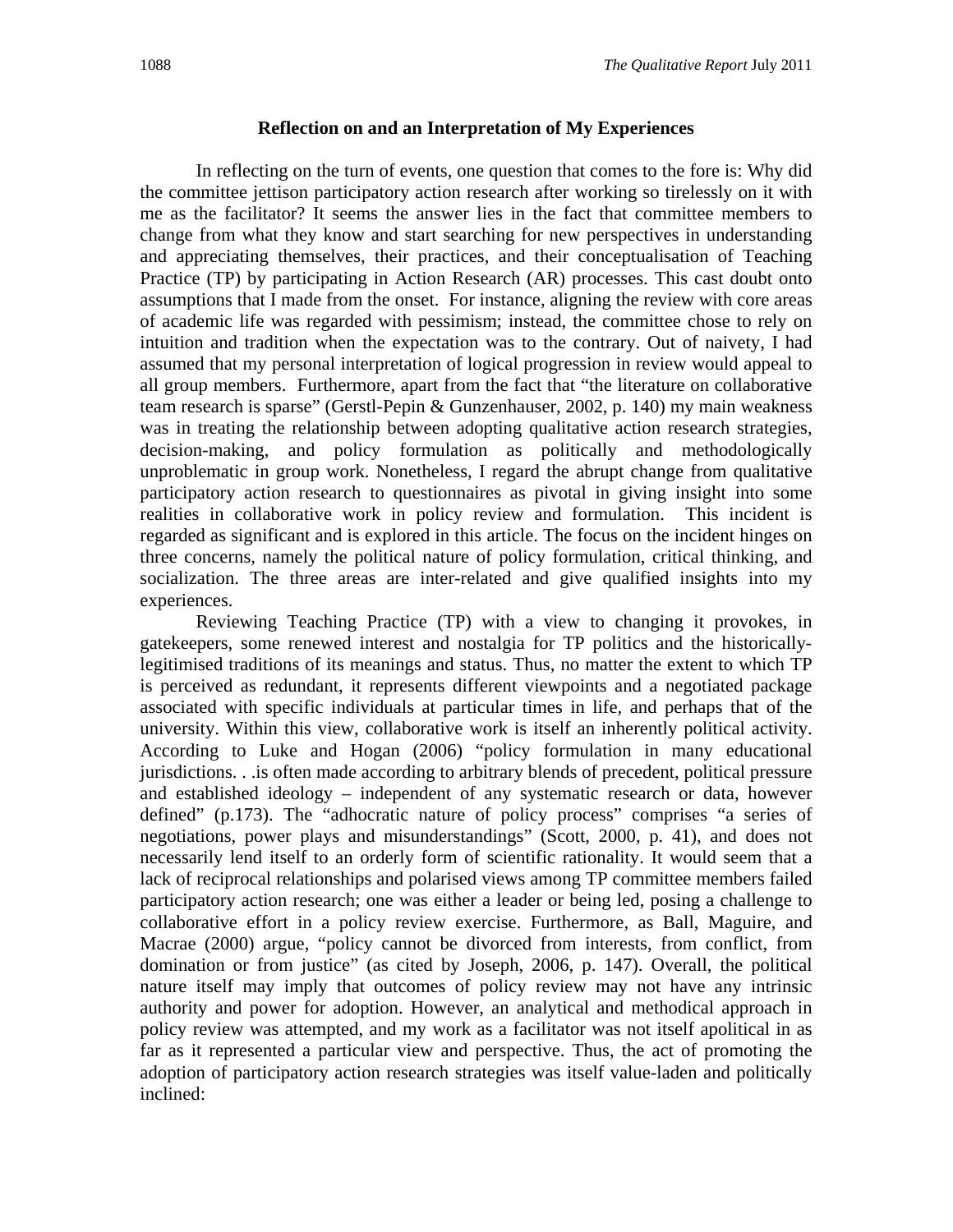### Reflection on and an Interpretation of My Experiences

In reflecting on the turn of events, one question that comes to the fore is: Why did the committee jettison participatory action research after working so tirelessly on it with me as the facilitator? It seems the answer lies in the fact that committee members to change from what they know and start searching for new perspectives in understanding and appreciating themselves, their practices, and their conceptualisation of Teaching Practice (TP) by participating in Action Research (AR) processes. This cast doubt onto assumptions that I made from the onset. For instance, aligning the review with core areas of academic life was regarded with pessimism; instead, the committee chose to rely on intuition and tradition when the expectation was to the contrary. Out of naivety, I had assumed that my personal interpretation of logical progression in review would appeal to all group members. Furthermore, apart from the fact that "the literature on collaborative team research is sparse" (Gerstl-Pepin & Gunzenhauser, 2002, p. 140) my main weakness was in treating the relationship between adopting qualitative action research strategies, decision-making, and policy formulation as politically and methodologically unproblematic in group work. Nonetheless, I regard the abrupt change from qualitative participatory action research to questionnaires as pivotal in giving insight into some realities in collaborative work in policy review and formulation. This incident is regarded as significant and is explored in this article. The focus on the incident hinges on three concerns, namely the political nature of policy formulation, critical thinking, and socialization. The three areas are inter-related and give qualified insights into my experiences.

Reviewing Teaching Practice (TP) with a view to changing it provokes, in gatekeepers, some renewed interest and nostalgia for TP politics and the historically-legitimised traditions of its meanings and status. Thus, no matter the extent to which TP is perceived as redundant, it represents different viewpoints and a negotiated package associated with specific individuals at particular times in life, and perhaps that of the university. Within this view, collaborative work is itself an inherently political activity. According to Luke and Hogan (2006) "policy formulation in many educational jurisdictions. . .is often made according to arbitrary blends of precedent, political pressure and established ideology – independent of any systematic research or data, however defined" (p.173). The "adhocratic nature of policy process" comprises "a series of negotiations, power plays and misunderstandings" (Scott, 2000, p. 41), and does not necessarily lend itself to an orderly form of scientific rationality. It would seem that a lack of reciprocal relationships and polarised views among TP committee members failed participatory action research; one was either a leader or being led, posing a challenge to collaborative effort in a policy review exercise. Furthermore, as Ball, Maguire, and Macrae (2000) argue, "policy cannot be divorced from interests, from conflict, from domination or from justice" (as cited by Joseph, 2006, p. 147). Overall, the political nature itself may imply that outcomes of policy review may not have any intrinsic authority and power for adoption. However, an analytical and methodical approach in policy review was attempted, and my work as a facilitator was not itself apolitical in as far as it represented a particular view and perspective. Thus, the act of promoting the adoption of participatory action research strategies was itself value-laden and politically inclined: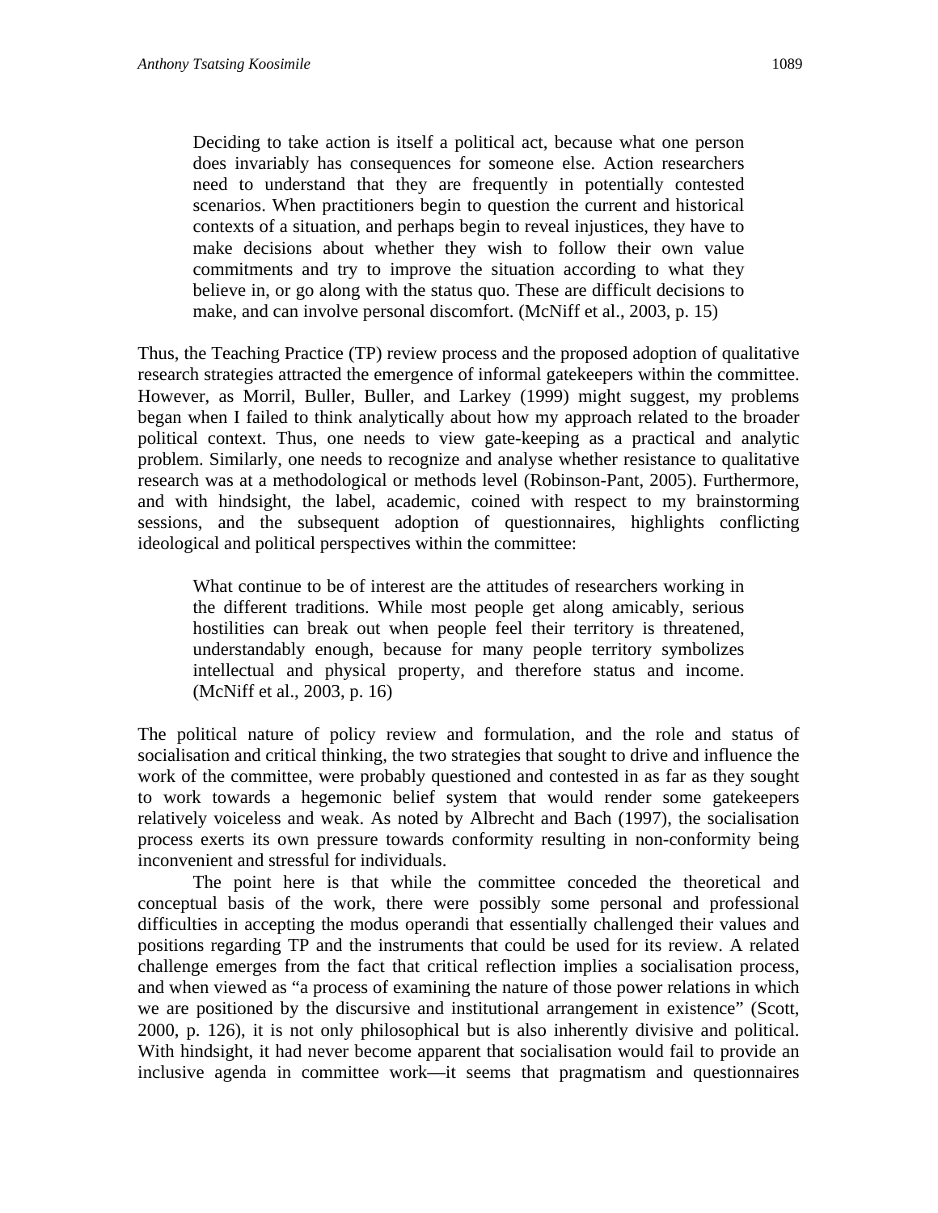> Deciding to take action is itself a political act, because what one person does invariably has consequences for someone else. Action researchers need to understand that they are frequently in potentially contested scenarios. When practitioners begin to question the current and historical contexts of a situation, and perhaps begin to reveal injustices, they have to make decisions about whether they wish to follow their own value commitments and try to improve the situation according to what they believe in, or go along with the status quo. These are difficult decisions to make, and can involve personal discomfort. (McNiff et al., 2003, p. 15)

Thus, the Teaching Practice (TP) review process and the proposed adoption of qualitative research strategies attracted the emergence of informal gatekeepers within the committee. However, as Morril, Buller, Buller, and Larkey (1999) might suggest, my problems began when I failed to think analytically about how my approach related to the broader political context. Thus, one needs to view gate-keeping as a practical and analytic problem. Similarly, one needs to recognize and analyse whether resistance to qualitative research was at a methodological or methods level (Robinson-Pant, 2005). Furthermore, and with hindsight, the label, academic, coined with respect to my brainstorming sessions, and the subsequent adoption of questionnaires, highlights conflicting ideological and political perspectives within the committee:

> What continue to be of interest are the attitudes of researchers working in the different traditions. While most people get along amicably, serious hostilities can break out when people feel their territory is threatened, understandably enough, because for many people territory symbolizes intellectual and physical property, and therefore status and income. (McNiff et al., 2003, p. 16)

The political nature of policy review and formulation, and the role and status of socialisation and critical thinking, the two strategies that sought to drive and influence the work of the committee, were probably questioned and contested in as far as they sought to work towards a hegemonic belief system that would render some gatekeepers relatively voiceless and weak. As noted by Albrecht and Bach (1997), the socialisation process exerts its own pressure towards conformity resulting in non-conformity being inconvenient and stressful for individuals.

The point here is that while the committee conceded the theoretical and conceptual basis of the work, there were possibly some personal and professional difficulties in accepting the modus operandi that essentially challenged their values and positions regarding TP and the instruments that could be used for its review. A related challenge emerges from the fact that critical reflection implies a socialisation process, and when viewed as "a process of examining the nature of those power relations in which we are positioned by the discursive and institutional arrangement in existence" (Scott, 2000, p. 126), it is not only philosophical but is also inherently divisive and political. With hindsight, it had never become apparent that socialisation would fail to provide an inclusive agenda in committee work—it seems that pragmatism and questionnaires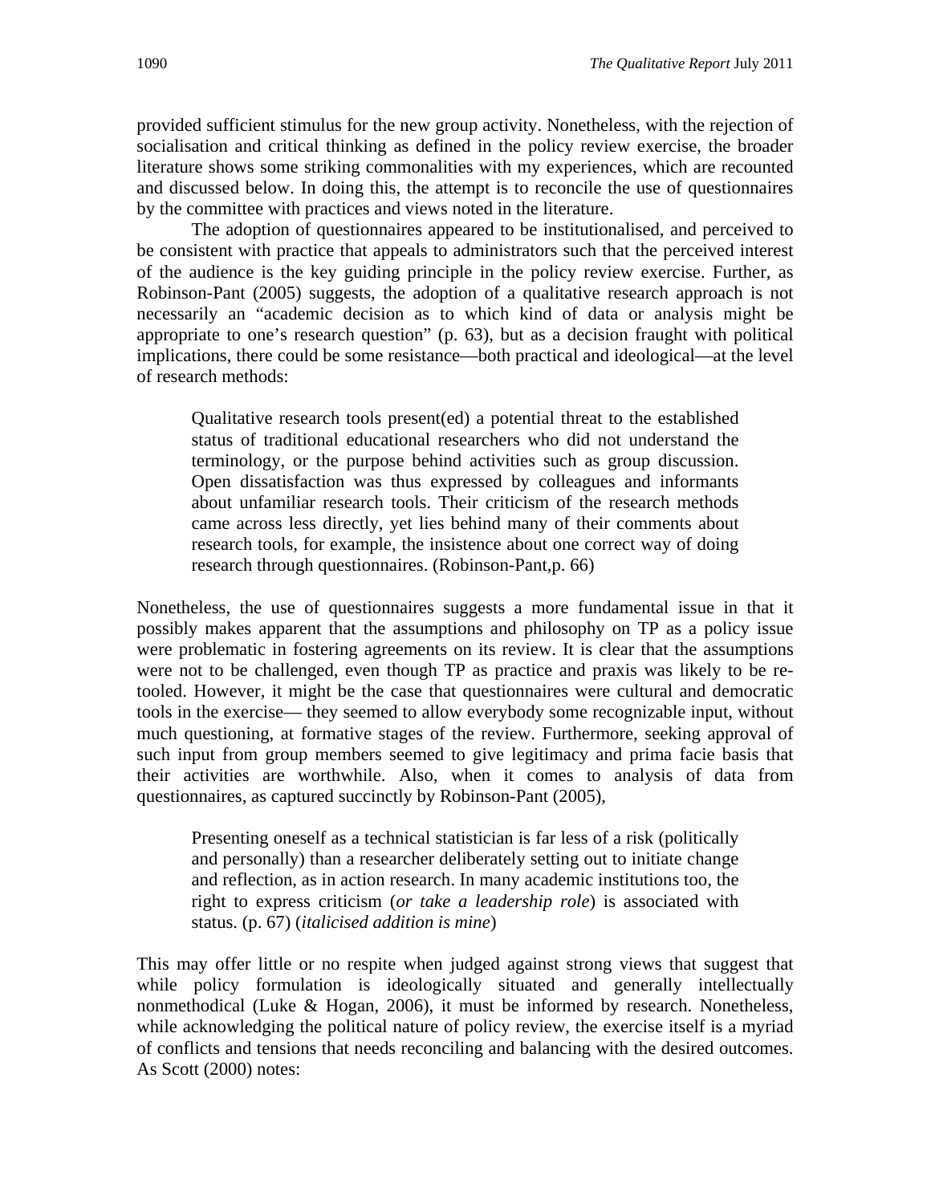provided sufficient stimulus for the new group activity. Nonetheless, with the rejection of socialisation and critical thinking as defined in the policy review exercise, the broader literature shows some striking commonalities with my experiences, which are recounted and discussed below. In doing this, the attempt is to reconcile the use of questionnaires by the committee with practices and views noted in the literature.

The adoption of questionnaires appeared to be institutionalised, and perceived to be consistent with practice that appeals to administrators such that the perceived interest of the audience is the key guiding principle in the policy review exercise. Further, as Robinson-Pant (2005) suggests, the adoption of a qualitative research approach is not necessarily an "academic decision as to which kind of data or analysis might be appropriate to one's research question" (p. 63), but as a decision fraught with political implications, there could be some resistance—both practical and ideological—at the level of research methods:

> Qualitative research tools present(ed) a potential threat to the established status of traditional educational researchers who did not understand the terminology, or the purpose behind activities such as group discussion. Open dissatisfaction was thus expressed by colleagues and informants about unfamiliar research tools. Their criticism of the research methods came across less directly, yet lies behind many of their comments about research tools, for example, the insistence about one correct way of doing research through questionnaires. (Robinson-Pant,p. 66)

Nonetheless, the use of questionnaires suggests a more fundamental issue in that it possibly makes apparent that the assumptions and philosophy on TP as a policy issue were problematic in fostering agreements on its review. It is clear that the assumptions were not to be challenged, even though TP as practice and praxis was likely to be re-tooled. However, it might be the case that questionnaires were cultural and democratic tools in the exercise— they seemed to allow everybody some recognizable input, without much questioning, at formative stages of the review. Furthermore, seeking approval of such input from group members seemed to give legitimacy and prima facie basis that their activities are worthwhile. Also, when it comes to analysis of data from questionnaires, as captured succinctly by Robinson-Pant (2005),

> Presenting oneself as a technical statistician is far less of a risk (politically and personally) than a researcher deliberately setting out to initiate change and reflection, as in action research. In many academic institutions too, the right to express criticism (*or take a leadership role*) is associated with status. (p. 67) (*italicised addition is mine*)

This may offer little or no respite when judged against strong views that suggest that while policy formulation is ideologically situated and generally intellectually nonmethodical (Luke & Hogan, 2006), it must be informed by research. Nonetheless, while acknowledging the political nature of policy review, the exercise itself is a myriad of conflicts and tensions that needs reconciling and balancing with the desired outcomes. As Scott (2000) notes: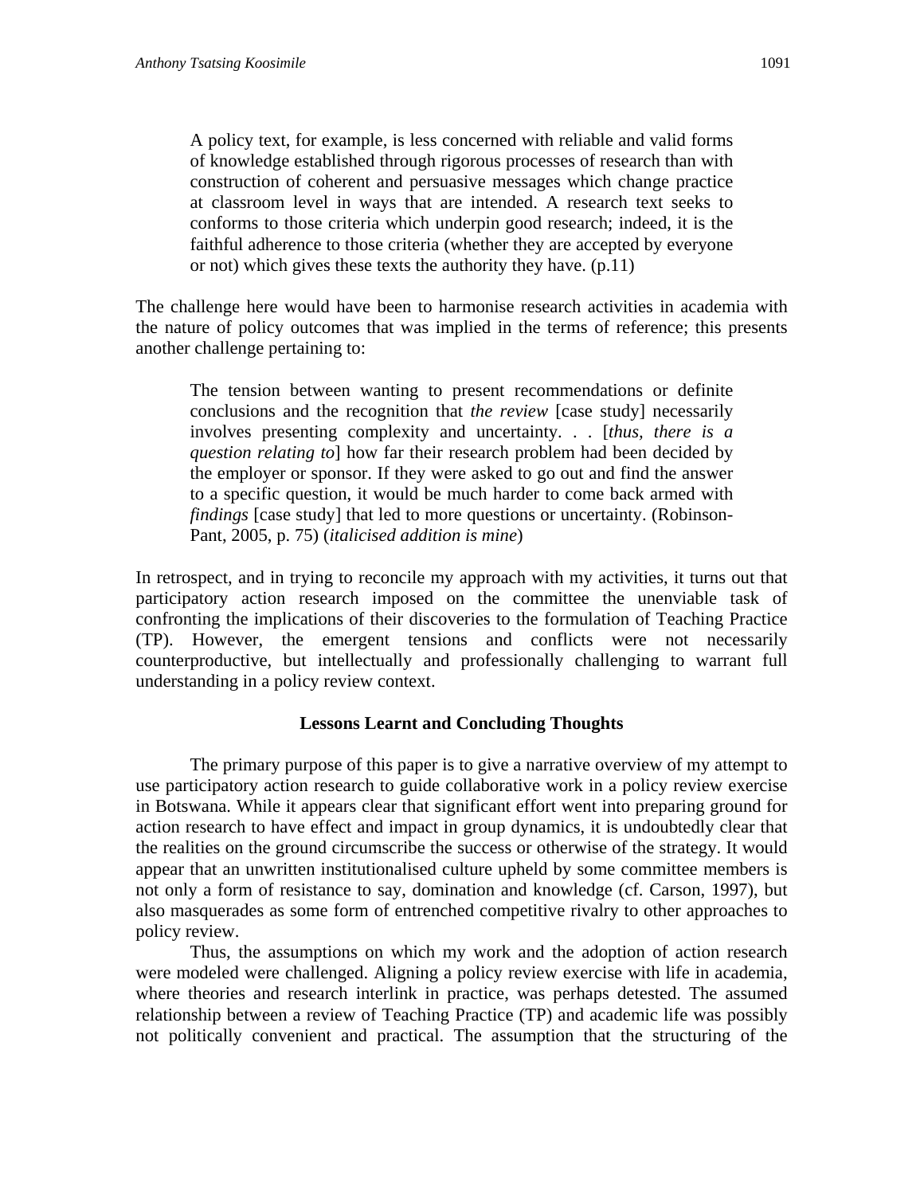> A policy text, for example, is less concerned with reliable and valid forms of knowledge established through rigorous processes of research than with construction of coherent and persuasive messages which change practice at classroom level in ways that are intended. A research text seeks to conforms to those criteria which underpin good research; indeed, it is the faithful adherence to those criteria (whether they are accepted by everyone or not) which gives these texts the authority they have. (p.11)

The challenge here would have been to harmonise research activities in academia with the nature of policy outcomes that was implied in the terms of reference; this presents another challenge pertaining to:

> The tension between wanting to present recommendations or definite conclusions and the recognition that *the review* [case study] necessarily involves presenting complexity and uncertainty. . . [*thus, there is a question relating to*] how far their research problem had been decided by the employer or sponsor. If they were asked to go out and find the answer to a specific question, it would be much harder to come back armed with *findings* [case study] that led to more questions or uncertainty. (Robinson-Pant, 2005, p. 75) (*italicised addition is mine*)

In retrospect, and in trying to reconcile my approach with my activities, it turns out that participatory action research imposed on the committee the unenviable task of confronting the implications of their discoveries to the formulation of Teaching Practice (TP). However, the emergent tensions and conflicts were not necessarily counterproductive, but intellectually and professionally challenging to warrant full understanding in a policy review context.

## Lessons Learnt and Concluding Thoughts

The primary purpose of this paper is to give a narrative overview of my attempt to use participatory action research to guide collaborative work in a policy review exercise in Botswana. While it appears clear that significant effort went into preparing ground for action research to have effect and impact in group dynamics, it is undoubtedly clear that the realities on the ground circumscribe the success or otherwise of the strategy. It would appear that an unwritten institutionalised culture upheld by some committee members is not only a form of resistance to say, domination and knowledge (cf. Carson, 1997), but also masquerades as some form of entrenched competitive rivalry to other approaches to policy review.

Thus, the assumptions on which my work and the adoption of action research were modeled were challenged. Aligning a policy review exercise with life in academia, where theories and research interlink in practice, was perhaps detested. The assumed relationship between a review of Teaching Practice (TP) and academic life was possibly not politically convenient and practical. The assumption that the structuring of the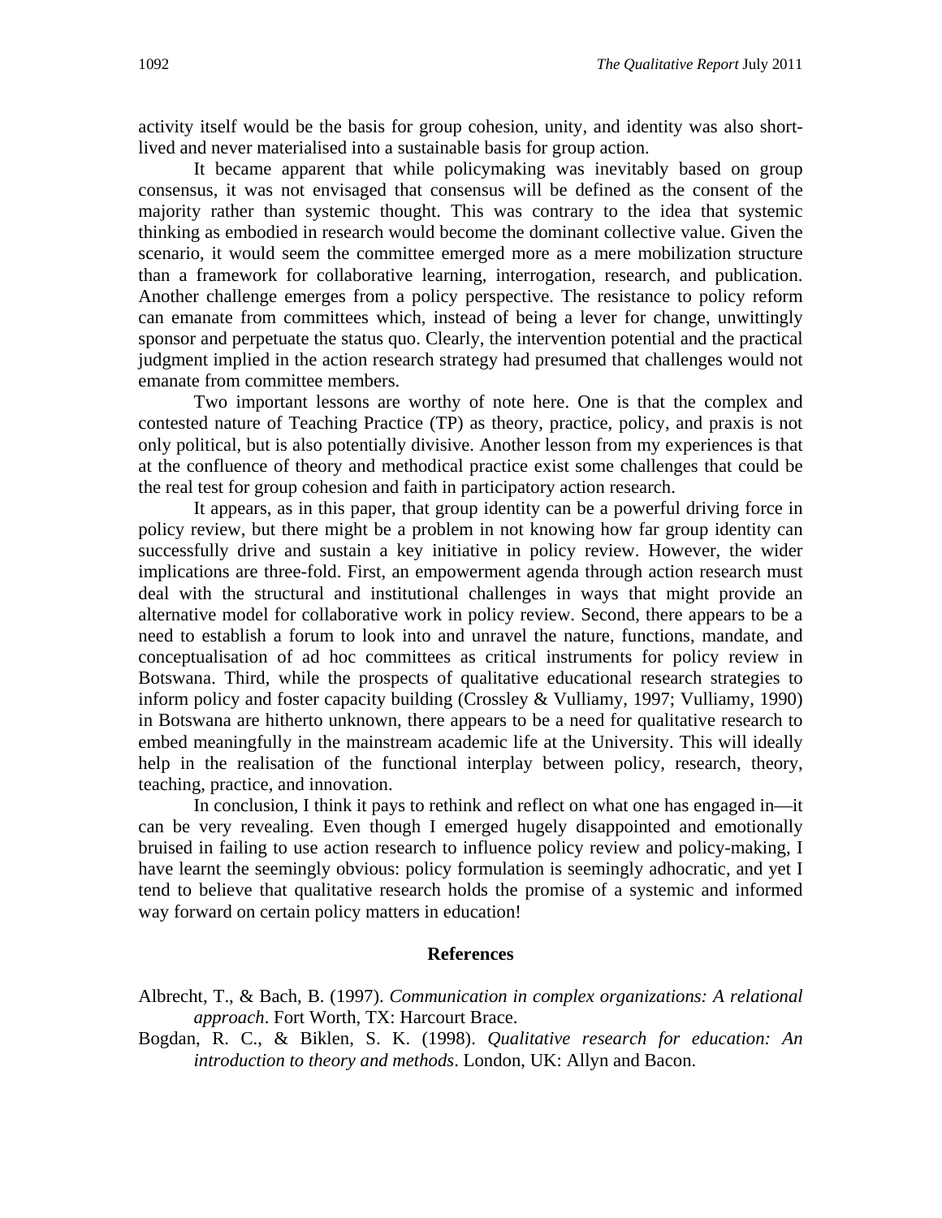activity itself would be the basis for group cohesion, unity, and identity was also short-lived and never materialised into a sustainable basis for group action.

It became apparent that while policymaking was inevitably based on group consensus, it was not envisaged that consensus will be defined as the consent of the majority rather than systemic thought. This was contrary to the idea that systemic thinking as embodied in research would become the dominant collective value. Given the scenario, it would seem the committee emerged more as a mere mobilization structure than a framework for collaborative learning, interrogation, research, and publication. Another challenge emerges from a policy perspective. The resistance to policy reform can emanate from committees which, instead of being a lever for change, unwittingly sponsor and perpetuate the status quo. Clearly, the intervention potential and the practical judgment implied in the action research strategy had presumed that challenges would not emanate from committee members.

Two important lessons are worthy of note here. One is that the complex and contested nature of Teaching Practice (TP) as theory, practice, policy, and praxis is not only political, but is also potentially divisive. Another lesson from my experiences is that at the confluence of theory and methodical practice exist some challenges that could be the real test for group cohesion and faith in participatory action research.

It appears, as in this paper, that group identity can be a powerful driving force in policy review, but there might be a problem in not knowing how far group identity can successfully drive and sustain a key initiative in policy review. However, the wider implications are three-fold. First, an empowerment agenda through action research must deal with the structural and institutional challenges in ways that might provide an alternative model for collaborative work in policy review. Second, there appears to be a need to establish a forum to look into and unravel the nature, functions, mandate, and conceptualisation of ad hoc committees as critical instruments for policy review in Botswana. Third, while the prospects of qualitative educational research strategies to inform policy and foster capacity building (Crossley & Vulliamy, 1997; Vulliamy, 1990) in Botswana are hitherto unknown, there appears to be a need for qualitative research to embed meaningfully in the mainstream academic life at the University. This will ideally help in the realisation of the functional interplay between policy, research, theory, teaching, practice, and innovation.

In conclusion, I think it pays to rethink and reflect on what one has engaged in—it can be very revealing. Even though I emerged hugely disappointed and emotionally bruised in failing to use action research to influence policy review and policy-making, I have learnt the seemingly obvious: policy formulation is seemingly adhocratic, and yet I tend to believe that qualitative research holds the promise of a systemic and informed way forward on certain policy matters in education!

## References

Albrecht, T., & Bach, B. (1997). *Communication in complex organizations: A relational approach*. Fort Worth, TX: Harcourt Brace.

Bogdan, R. C., & Biklen, S. K. (1998). *Qualitative research for education: An introduction to theory and methods*. London, UK: Allyn and Bacon.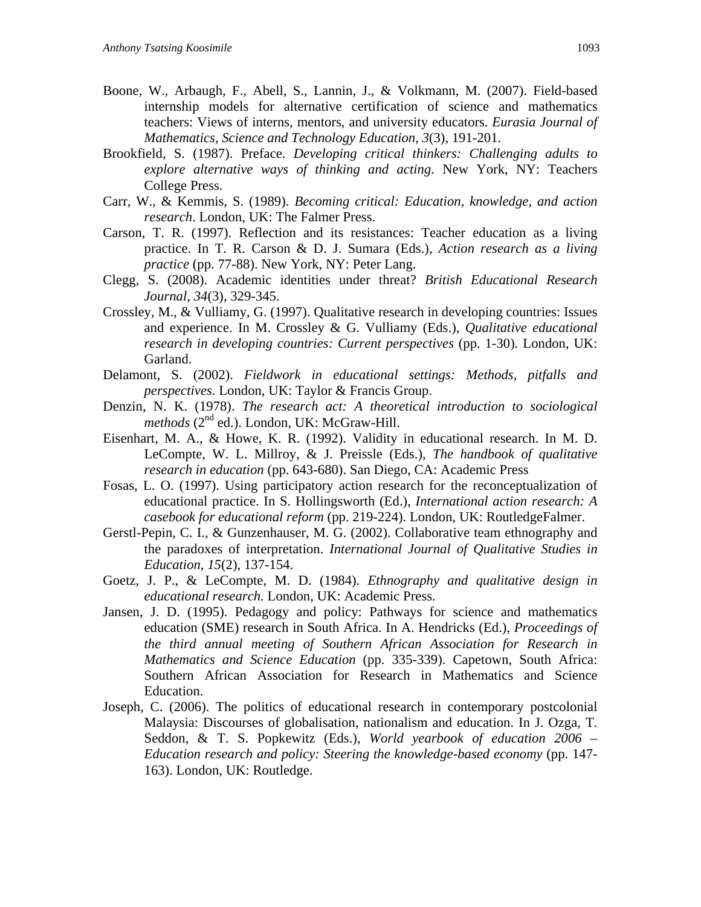Boone, W., Arbaugh, F., Abell, S., Lannin, J., & Volkmann, M. (2007). Field-based internship models for alternative certification of science and mathematics teachers: Views of interns, mentors, and university educators. *Eurasia Journal of Mathematics, Science and Technology Education*, *3*(3), 191-201.

Brookfield, S. (1987). Preface. *Developing critical thinkers: Challenging adults to explore alternative ways of thinking and acting*. New York, NY: Teachers College Press.

Carr, W., & Kemmis, S. (1989). *Becoming critical: Education, knowledge, and action research*. London, UK: The Falmer Press.

Carson, T. R. (1997). Reflection and its resistances: Teacher education as a living practice. In T. R. Carson & D. J. Sumara (Eds.), *Action research as a living practice* (pp. 77-88). New York, NY: Peter Lang.

Clegg, S. (2008). Academic identities under threat? *British Educational Research Journal, 34*(3), 329-345.

Crossley, M., & Vulliamy, G. (1997). Qualitative research in developing countries: Issues and experience. In M. Crossley & G. Vulliamy (Eds.), *Qualitative educational research in developing countries: Current perspectives* (pp. 1-30). London, UK: Garland.

Delamont, S. (2002). *Fieldwork in educational settings: Methods, pitfalls and perspectives*. London, UK: Taylor & Francis Group.

Denzin, N. K. (1978). *The research act: A theoretical introduction to sociological methods* (2nd ed.). London, UK: McGraw-Hill.

Eisenhart, M. A., & Howe, K. R. (1992). Validity in educational research. In M. D. LeCompte, W. L. Millroy, & J. Preissle (Eds.), *The handbook of qualitative research in education* (pp. 643-680). San Diego, CA: Academic Press

Fosas, L. O. (1997). Using participatory action research for the reconceptualization of educational practice. In S. Hollingsworth (Ed.), *International action research: A casebook for educational reform* (pp. 219-224). London, UK: RoutledgeFalmer.

Gerstl-Pepin, C. I., & Gunzenhauser, M. G. (2002). Collaborative team ethnography and the paradoxes of interpretation. *International Journal of Qualitative Studies in Education*, *15*(2), 137-154.

Goetz, J. P., & LeCompte, M. D. (1984). *Ethnography and qualitative design in educational research.* London, UK: Academic Press.

Jansen, J. D. (1995). Pedagogy and policy: Pathways for science and mathematics education (SME) research in South Africa. In A. Hendricks (Ed.), *Proceedings of the third annual meeting of Southern African Association for Research in Mathematics and Science Education* (pp. 335-339). Capetown, South Africa: Southern African Association for Research in Mathematics and Science Education.

Joseph, C. (2006). The politics of educational research in contemporary postcolonial Malaysia: Discourses of globalisation, nationalism and education. In J. Ozga, T. Seddon, & T. S. Popkewitz (Eds.), *World yearbook of education 2006 – Education research and policy: Steering the knowledge-based economy* (pp. 147-163). London, UK: Routledge.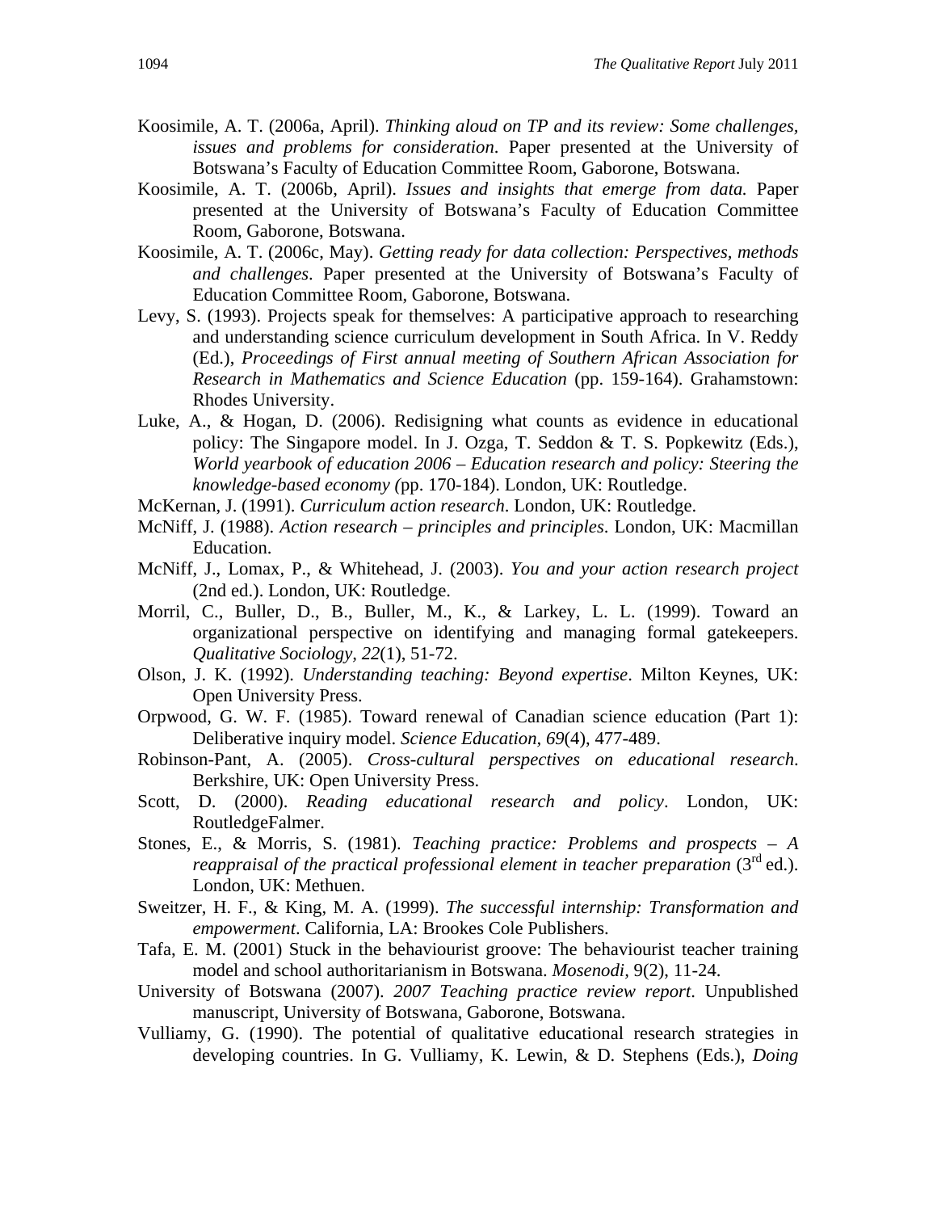Koosimile, A. T. (2006a, April). *Thinking aloud on TP and its review: Some challenges, issues and problems for consideration*. Paper presented at the University of Botswana's Faculty of Education Committee Room, Gaborone, Botswana.

Koosimile, A. T. (2006b, April). *Issues and insights that emerge from data.* Paper presented at the University of Botswana's Faculty of Education Committee Room, Gaborone, Botswana.

Koosimile, A. T. (2006c, May). *Getting ready for data collection: Perspectives, methods and challenges*. Paper presented at the University of Botswana's Faculty of Education Committee Room, Gaborone, Botswana.

Levy, S. (1993). Projects speak for themselves: A participative approach to researching and understanding science curriculum development in South Africa. In V. Reddy (Ed.), *Proceedings of First annual meeting of Southern African Association for Research in Mathematics and Science Education* (pp. 159-164). Grahamstown: Rhodes University.

Luke, A., & Hogan, D. (2006). Redisigning what counts as evidence in educational policy: The Singapore model. In J. Ozga, T. Seddon & T. S. Popkewitz (Eds.), *World yearbook of education 2006 – Education research and policy: Steering the knowledge-based economy (*pp. 170-184). London, UK: Routledge.

McKernan, J. (1991). *Curriculum action research*. London, UK: Routledge.

McNiff, J. (1988). *Action research – principles and principles*. London, UK: Macmillan Education.

McNiff, J., Lomax, P., & Whitehead, J. (2003). *You and your action research project* (2nd ed.). London, UK: Routledge.

Morril, C., Buller, D., B., Buller, M., K., & Larkey, L. L. (1999). Toward an organizational perspective on identifying and managing formal gatekeepers. *Qualitative Sociology, 22*(1), 51-72.

Olson, J. K. (1992). *Understanding teaching: Beyond expertise*. Milton Keynes, UK: Open University Press.

Orpwood, G. W. F. (1985). Toward renewal of Canadian science education (Part 1): Deliberative inquiry model. *Science Education, 69*(4), 477-489.

Robinson-Pant, A. (2005). *Cross-cultural perspectives on educational research*. Berkshire, UK: Open University Press.

Scott, D. (2000). *Reading educational research and policy*. London, UK: RoutledgeFalmer.

Stones, E., & Morris, S. (1981). *Teaching practice: Problems and prospects – A reappraisal of the practical professional element in teacher preparation* (3rd ed.). London, UK: Methuen.

Sweitzer, H. F., & King, M. A. (1999). *The successful internship: Transformation and empowerment*. California, LA: Brookes Cole Publishers.

Tafa, E. M. (2001) Stuck in the behaviourist groove: The behaviourist teacher training model and school authoritarianism in Botswana. *Mosenodi,* 9(2), 11-24.

University of Botswana (2007). *2007 Teaching practice review report*. Unpublished manuscript, University of Botswana, Gaborone, Botswana.

Vulliamy, G. (1990). The potential of qualitative educational research strategies in developing countries. In G. Vulliamy, K. Lewin, & D. Stephens (Eds.), *Doing*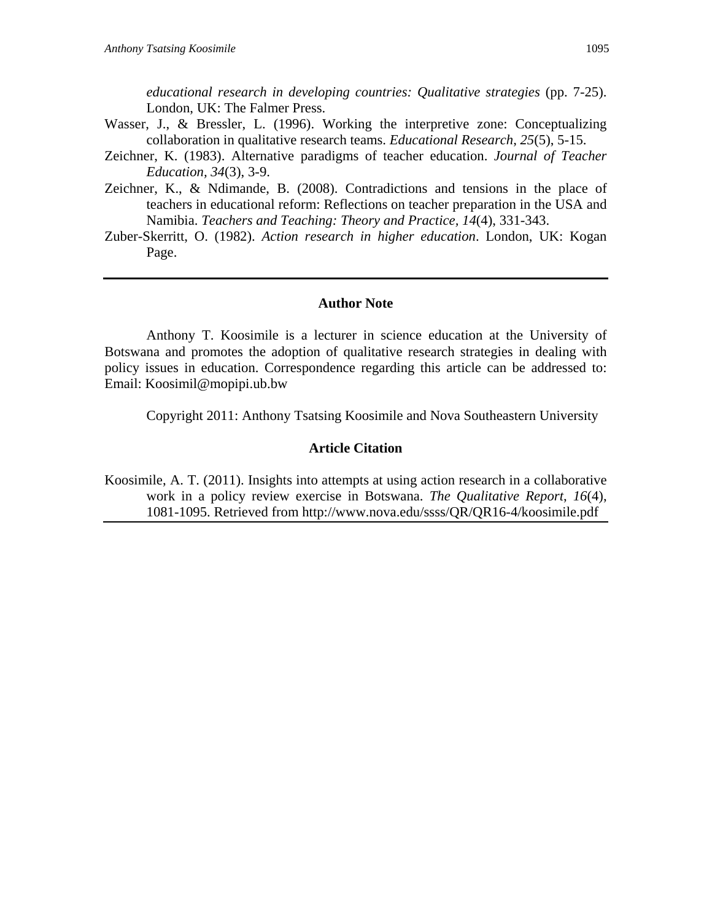*educational research in developing countries: Qualitative strategies* (pp. 7-25). London, UK: The Falmer Press.

Wasser, J., & Bressler, L. (1996). Working the interpretive zone: Conceptualizing collaboration in qualitative research teams. *Educational Research*, *25*(5), 5-15.

Zeichner, K. (1983). Alternative paradigms of teacher education. *Journal of Teacher Education, 34*(3), 3-9.

Zeichner, K., & Ndimande, B. (2008). Contradictions and tensions in the place of teachers in educational reform: Reflections on teacher preparation in the USA and Namibia. *Teachers and Teaching: Theory and Practice, 14*(4), 331-343.

Zuber-Skerritt, O. (1982). *Action research in higher education*. London, UK: Kogan Page.

---

## Author Note

Anthony T. Koosimile is a lecturer in science education at the University of Botswana and promotes the adoption of qualitative research strategies in dealing with policy issues in education. Correspondence regarding this article can be addressed to: Email: Koosimil@mopipi.ub.bw

Copyright 2011: Anthony Tsatsing Koosimile and Nova Southeastern University

## Article Citation

Koosimile, A. T. (2011). Insights into attempts at using action research in a collaborative work in a policy review exercise in Botswana. *The Qualitative Report*, *16*(4), 1081-1095. Retrieved from http://www.nova.edu/ssss/QR/QR16-4/koosimile.pdf